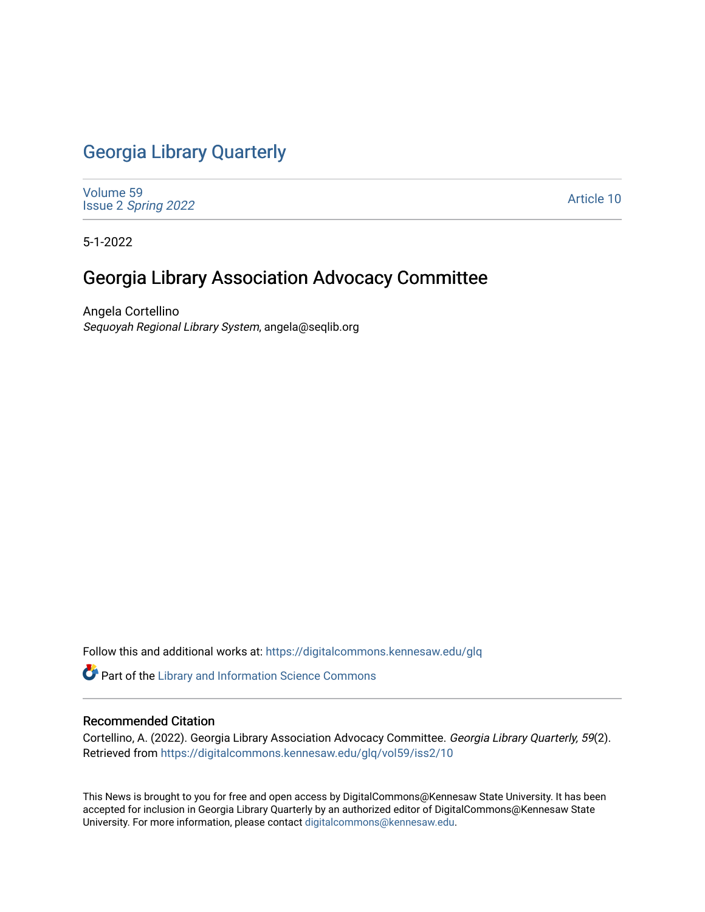# Georgia Library Quarterly

Volume 59
Issue 2 *Spring 2022*

Article 10

5-1-2022

## Georgia Library Association Advocacy Committee

Angela Cortellino
*Sequoyah Regional Library System*, angela@seqlib.org

Follow this and additional works at: https://digitalcommons.kennesaw.edu/glq

Part of the Library and Information Science Commons

### Recommended Citation

Cortellino, A. (2022). Georgia Library Association Advocacy Committee. *Georgia Library Quarterly, 59*(2). Retrieved from https://digitalcommons.kennesaw.edu/glq/vol59/iss2/10

This News is brought to you for free and open access by DigitalCommons@Kennesaw State University. It has been accepted for inclusion in Georgia Library Quarterly by an authorized editor of DigitalCommons@Kennesaw State University. For more information, please contact digitalcommons@kennesaw.edu.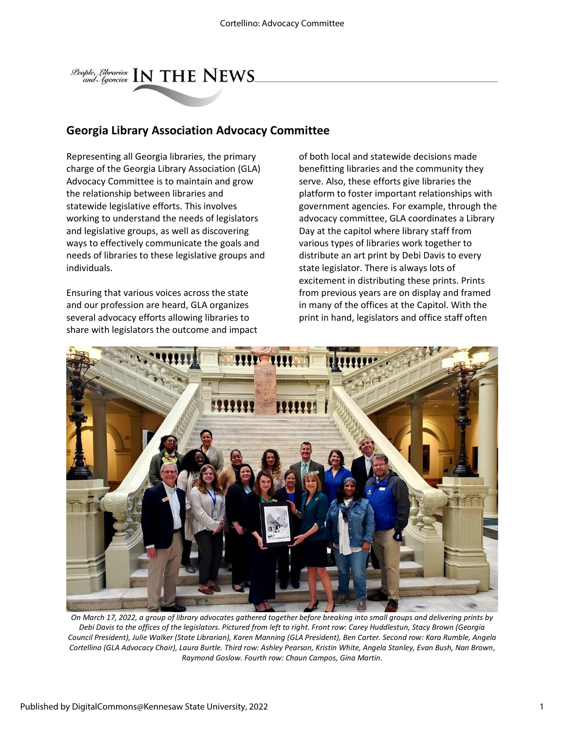## Georgia Library Association Advocacy Committee

Representing all Georgia libraries, the primary charge of the Georgia Library Association (GLA) Advocacy Committee is to maintain and grow the relationship between libraries and statewide legislative efforts. This involves working to understand the needs of legislators and legislative groups, as well as discovering ways to effectively communicate the goals and needs of libraries to these legislative groups and individuals.

Ensuring that various voices across the state and our profession are heard, GLA organizes several advocacy efforts allowing libraries to share with legislators the outcome and impact of both local and statewide decisions made benefitting libraries and the community they serve. Also, these efforts give libraries the platform to foster important relationships with government agencies. For example, through the advocacy committee, GLA coordinates a Library Day at the capitol where library staff from various types of libraries work together to distribute an art print by Debi Davis to every state legislator. There is always lots of excitement in distributing these prints. Prints from previous years are on display and framed in many of the offices at the Capitol. With the print in hand, legislators and office staff often

*On March 17, 2022, a group of library advocates gathered together before breaking into small groups and delivering prints by Debi Davis to the offices of the legislators. Pictured from left to right. Front row: Carey Huddlestun, Stacy Brown (Georgia Council President), Julie Walker (State Librarian), Karen Manning (GLA President), Ben Carter. Second row: Kara Rumble, Angela Cortellino (GLA Advocacy Chair), Laura Burtle. Third row: Ashley Pearson, Kristin White, Angela Stanley, Evan Bush, Nan Brown, Raymond Goslow. Fourth row: Chaun Campos, Gina Martin.*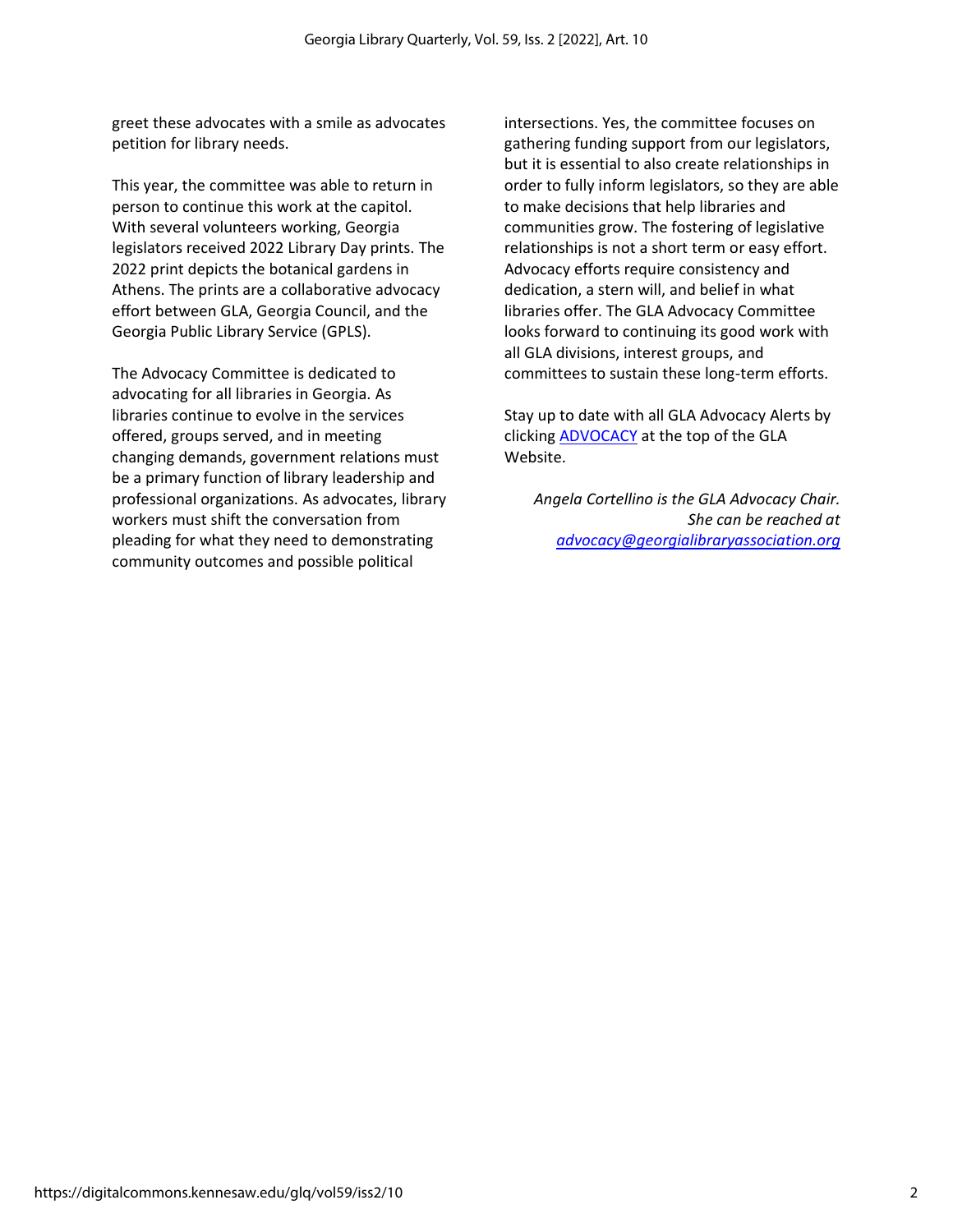greet these advocates with a smile as advocates petition for library needs.

This year, the committee was able to return in person to continue this work at the capitol. With several volunteers working, Georgia legislators received 2022 Library Day prints. The 2022 print depicts the botanical gardens in Athens. The prints are a collaborative advocacy effort between GLA, Georgia Council, and the Georgia Public Library Service (GPLS).

The Advocacy Committee is dedicated to advocating for all libraries in Georgia. As libraries continue to evolve in the services offered, groups served, and in meeting changing demands, government relations must be a primary function of library leadership and professional organizations. As advocates, library workers must shift the conversation from pleading for what they need to demonstrating community outcomes and possible political intersections. Yes, the committee focuses on gathering funding support from our legislators, but it is essential to also create relationships in order to fully inform legislators, so they are able to make decisions that help libraries and communities grow. The fostering of legislative relationships is not a short term or easy effort. Advocacy efforts require consistency and dedication, a stern will, and belief in what libraries offer. The GLA Advocacy Committee looks forward to continuing its good work with all GLA divisions, interest groups, and committees to sustain these long-term efforts.

Stay up to date with all GLA Advocacy Alerts by clicking [ADVOCACY](#) at the top of the GLA Website.

*Angela Cortellino is the GLA Advocacy Chair. She can be reached at [advocacy@georgialibraryassociation.org](mailto:advocacy@georgialibraryassociation.org)*